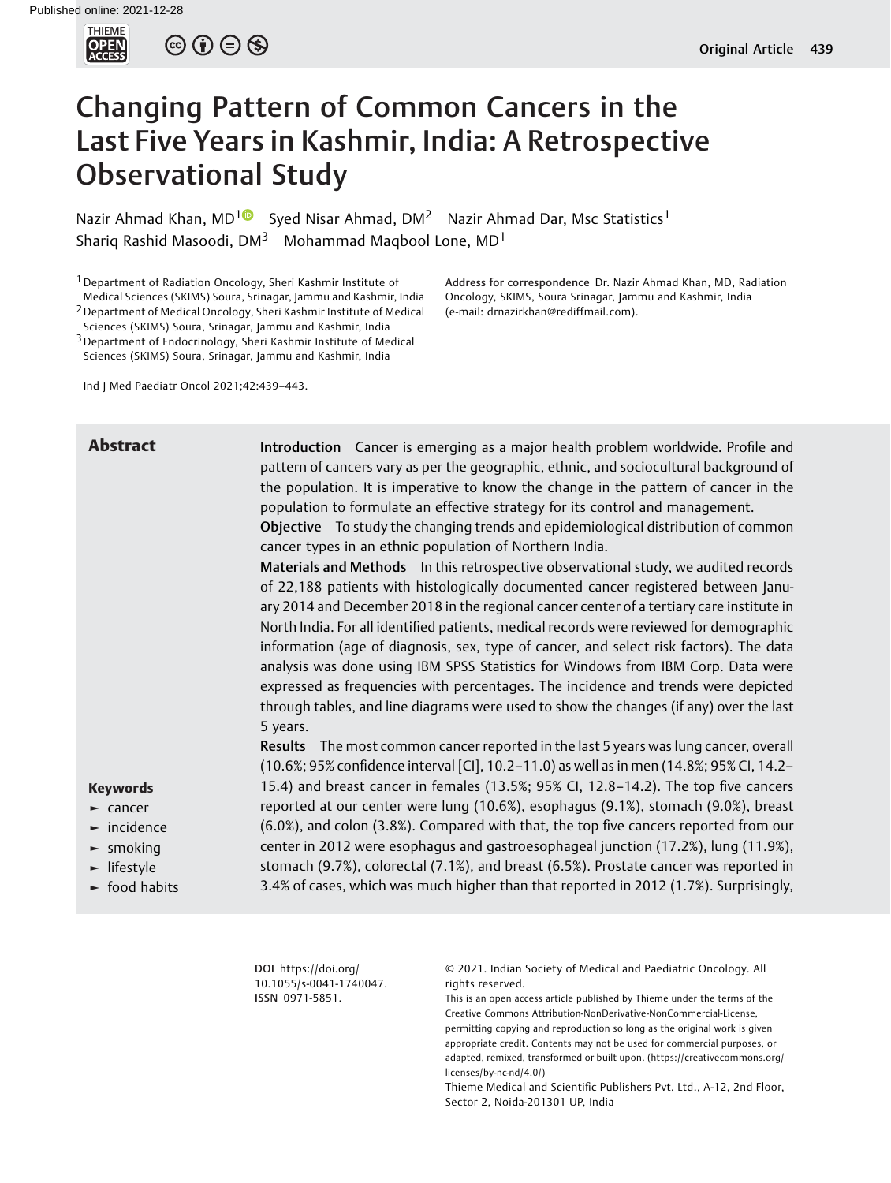# Changing Pattern of Common Cancers in the Last Five Years in Kashmir, India: A Retrospective Observational Study

Nazir Ahmad Khan, MD[1] Syed Nisar Ahmad, DM[2] Nazir Ahmad Dar, Msc Statistics[1] Shariq Rashid Masoodi, DM[3] Mohammad Maqbool Lone, MD[1]

[1] Department of Radiation Oncology, Sheri Kashmir Institute of Medical Sciences (SKIMS) Soura, Srinagar, Jammu and Kashmir, India
[2] Department of Medical Oncology, Sheri Kashmir Institute of Medical Sciences (SKIMS) Soura, Srinagar, Jammu and Kashmir, India
[3] Department of Endocrinology, Sheri Kashmir Institute of Medical Sciences (SKIMS) Soura, Srinagar, Jammu and Kashmir, India

**Address for correspondence** Dr. Nazir Ahmad Khan, MD, Radiation Oncology, SKIMS, Soura Srinagar, Jammu and Kashmir, India (e-mail: drnazirkhan@rediffmail.com).

Ind J Med Paediatr Oncol 2021;42:439–443.

## Abstract

**Introduction** Cancer is emerging as a major health problem worldwide. Profile and pattern of cancers vary as per the geographic, ethnic, and sociocultural background of the population. It is imperative to know the change in the pattern of cancer in the population to formulate an effective strategy for its control and management.

**Objective** To study the changing trends and epidemiological distribution of common cancer types in an ethnic population of Northern India.

**Materials and Methods** In this retrospective observational study, we audited records of 22,188 patients with histologically documented cancer registered between January 2014 and December 2018 in the regional cancer center of a tertiary care institute in North India. For all identified patients, medical records were reviewed for demographic information (age of diagnosis, sex, type of cancer, and select risk factors). The data analysis was done using IBM SPSS Statistics for Windows from IBM Corp. Data were expressed as frequencies with percentages. The incidence and trends were depicted through tables, and line diagrams were used to show the changes (if any) over the last 5 years.

**Results** The most common cancer reported in the last 5 years was lung cancer, overall (10.6%; 95% confidence interval [CI], 10.2–11.0) as well as in men (14.8%; 95% CI, 14.2–15.4) and breast cancer in females (13.5%; 95% CI, 12.8–14.2). The top five cancers reported at our center were lung (10.6%), esophagus (9.1%), stomach (9.0%), breast (6.0%), and colon (3.8%). Compared with that, the top five cancers reported from our center in 2012 were esophagus and gastroesophageal junction (17.2%), lung (11.9%), stomach (9.7%), colorectal (7.1%), and breast (6.5%). Prostate cancer was reported in 3.4% of cases, which was much higher than that reported in 2012 (1.7%). Surprisingly,

**Keywords**
- cancer
- incidence
- smoking
- lifestyle
- food habits

**DOI** https://doi.org/10.1055/s-0041-1740047.
**ISSN** 0971-5851.

© 2021. Indian Society of Medical and Paediatric Oncology. All rights reserved.
This is an open access article published by Thieme under the terms of the Creative Commons Attribution-NonDerivative-NonCommercial-License, permitting copying and reproduction so long as the original work is given appropriate credit. Contents may not be used for commercial purposes, or adapted, remixed, transformed or built upon. (https://creativecommons.org/licenses/by-nc-nd/4.0/)
Thieme Medical and Scientific Publishers Pvt. Ltd., A-12, 2nd Floor, Sector 2, Noida-201301 UP, India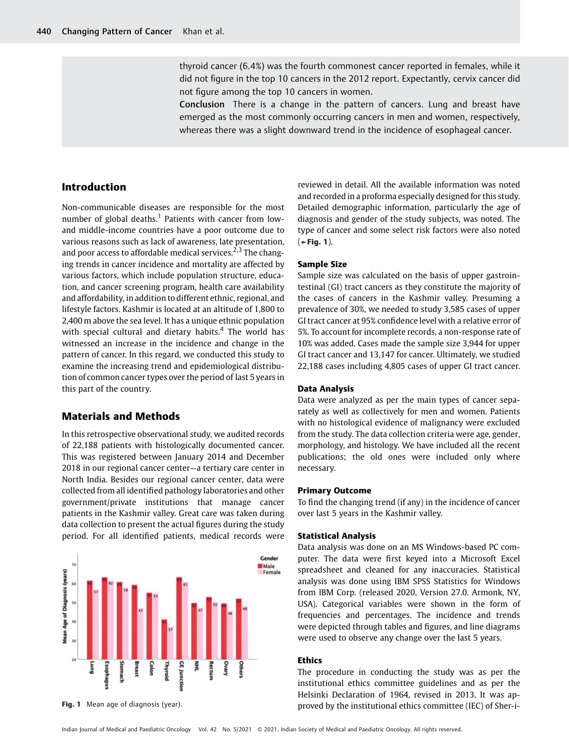thyroid cancer (6.4%) was the fourth commonest cancer reported in females, while it did not figure in the top 10 cancers in the 2012 report. Expectantly, cervix cancer did not figure among the top 10 cancers in women.

**Conclusion** There is a change in the pattern of cancers. Lung and breast have emerged as the most commonly occurring cancers in men and women, respectively, whereas there was a slight downward trend in the incidence of esophageal cancer.

## Introduction

Non-communicable diseases are responsible for the most number of global deaths.[1] Patients with cancer from low- and middle-income countries have a poor outcome due to various reasons such as lack of awareness, late presentation, and poor access to affordable medical services.[2,3] The changing trends in cancer incidence and mortality are affected by various factors, which include population structure, education, and cancer screening program, health care availability and affordability, in addition to different ethnic, regional, and lifestyle factors. Kashmir is located at an altitude of 1,800 to 2,400 m above the sea level. It has a unique ethnic population with special cultural and dietary habits.[4] The world has witnessed an increase in the incidence and change in the pattern of cancer. In this regard, we conducted this study to examine the increasing trend and epidemiological distribution of common cancer types over the period of last 5 years in this part of the country.

## Materials and Methods

In this retrospective observational study, we audited records of 22,188 patients with histologically documented cancer. This was registered between January 2014 and December 2018 in our regional cancer center—a tertiary care center in North India. Besides our regional cancer center, data were collected from all identified pathology laboratories and other government/private institutions that manage cancer patients in the Kashmir valley. Great care was taken during data collection to present the actual figures during the study period. For all identified patients, medical records were reviewed in detail. All the available information was noted and recorded in a proforma especially designed for this study. Detailed demographic information, particularly the age of diagnosis and gender of the study subjects, was noted. The type of cancer and some select risk factors were also noted (►Fig. 1).

Fig. 1 Mean age of diagnosis (year).

### Sample Size

Sample size was calculated on the basis of upper gastrointestinal (GI) tract cancers as they constitute the majority of the cases of cancers in the Kashmir valley. Presuming a prevalence of 30%, we needed to study 3,585 cases of upper GI tract cancer at 95% confidence level with a relative error of 5%. To account for incomplete records, a non-response rate of 10% was added. Cases made the sample size 3,944 for upper GI tract cancer and 13,147 for cancer. Ultimately, we studied 22,188 cases including 4,805 cases of upper GI tract cancer.

### Data Analysis

Data were analyzed as per the main types of cancer separately as well as collectively for men and women. Patients with no histological evidence of malignancy were excluded from the study. The data collection criteria were age, gender, morphology, and histology. We have included all the recent publications; the old ones were included only where necessary.

### Primary Outcome

To find the changing trend (if any) in the incidence of cancer over last 5 years in the Kashmir valley.

### Statistical Analysis

Data analysis was done on an MS Windows-based PC computer. The data were first keyed into a Microsoft Excel spreadsheet and cleaned for any inaccuracies. Statistical analysis was done using IBM SPSS Statistics for Windows from IBM Corp. (released 2020, Version 27.0. Armonk, NY, USA). Categorical variables were shown in the form of frequencies and percentages. The incidence and trends were depicted through tables and figures, and line diagrams were used to observe any change over the last 5 years.

### Ethics

The procedure in conducting the study was as per the institutional ethics committee guidelines and as per the Helsinki Declaration of 1964, revised in 2013. It was approved by the institutional ethics committee (IEC) of Sher-i-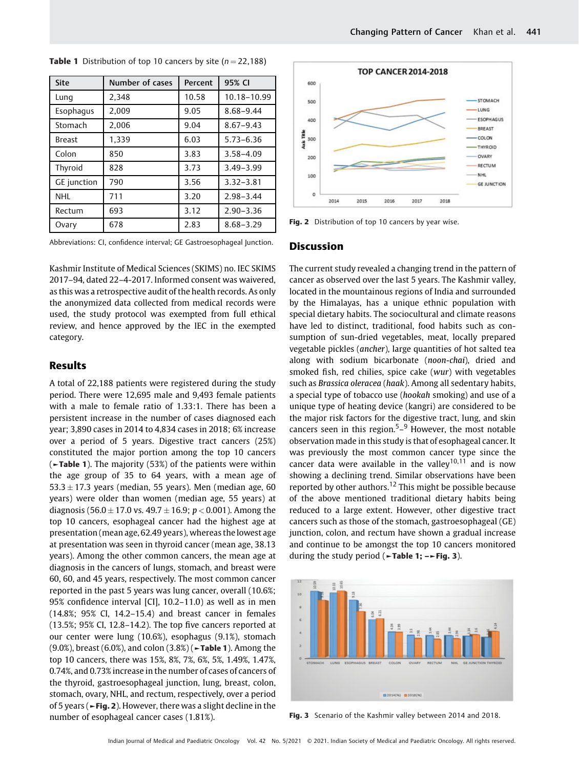**Table 1** Distribution of top 10 cancers by site ($n = 22,188$)

| Site | Number of cases | Percent | 95% CI |
|---|---|---|---|
| Lung | 2,348 | 10.58 | 10.18–10.99 |
| Esophagus | 2,009 | 9.05 | 8.68–9.44 |
| Stomach | 2,006 | 9.04 | 8.67–9.43 |
| Breast | 1,339 | 6.03 | 5.73–6.36 |
| Colon | 850 | 3.83 | 3.58–4.09 |
| Thyroid | 828 | 3.73 | 3.49–3.99 |
| GE junction | 790 | 3.56 | 3.32–3.81 |
| NHL | 711 | 3.20 | 2.98–3.44 |
| Rectum | 693 | 3.12 | 2.90–3.36 |
| Ovary | 678 | 2.83 | 8.68–3.29 |

Abbreviations: CI, confidence interval; GE Gastroesophageal Junction.

Kashmir Institute of Medical Sciences (SKIMS) no. IEC SKIMS 2017–94, dated 22–4-2017. Informed consent was waivered, as this was a retrospective audit of the health records. As only the anonymized data collected from medical records were used, the study protocol was exempted from full ethical review, and hence approved by the IEC in the exempted category.

## Results

A total of 22,188 patients were registered during the study period. There were 12,695 male and 9,493 female patients with a male to female ratio of 1.33:1. There has been a persistent increase in the number of cases diagnosed each year; 3,890 cases in 2014 to 4,834 cases in 2018; 6% increase over a period of 5 years. Digestive tract cancers (25%) constituted the major portion among the top 10 cancers (►**Table 1**). The majority (53%) of the patients were within the age group of 35 to 64 years, with a mean age of $53.3 \pm 17.3$ years (median, 55 years). Men (median age, 60 years) were older than women (median age, 55 years) at diagnosis ($56.0 \pm 17.0$ vs. $49.7 \pm 16.9$; $p < 0.001$). Among the top 10 cancers, esophageal cancer had the highest age at presentation (mean age, 62.49 years), whereas the lowest age at presentation was seen in thyroid cancer (mean age, 38.13 years). Among the other common cancers, the mean age at diagnosis in the cancers of lungs, stomach, and breast were 60, 60, and 45 years, respectively. The most common cancer reported in the past 5 years was lung cancer, overall (10.6%; 95% confidence interval [CI], 10.2–11.0) as well as in men (14.8%; 95% CI, 14.2–15.4) and breast cancer in females (13.5%; 95% CI, 12.8–14.2). The top five cancers reported at our center were lung (10.6%), esophagus (9.1%), stomach (9.0%), breast (6.0%), and colon (3.8%) (►**Table 1**). Among the top 10 cancers, there was 15%, 8%, 7%, 6%, 5%, 1.49%, 1.47%, 0.74%, and 0.73% increase in the number of cases of cancers of the thyroid, gastroesophageal junction, lung, breast, colon, stomach, ovary, NHL, and rectum, respectively, over a period of 5 years (►**Fig. 2**). However, there was a slight decline in the number of esophageal cancer cases (1.81%).

**Fig. 2** Distribution of top 10 cancers by year wise.

## Discussion

The current study revealed a changing trend in the pattern of cancer as observed over the last 5 years. The Kashmir valley, located in the mountainous regions of India and surrounded by the Himalayas, has a unique ethnic population with special dietary habits. The sociocultural and climate reasons have led to distinct, traditional, food habits such as consumption of sun-dried vegetables, meat, locally prepared vegetable pickles (*ancher*), large quantities of hot salted tea along with sodium bicarbonate (*noon-chai*), dried and smoked fish, red chilies, spice cake (*wur*) with vegetables such as *Brassica oleracea* (*haak*). Among all sedentary habits, a special type of tobacco use (*hookah* smoking) and use of a unique type of heating device (kangri) are considered to be the major risk factors for the digestive tract, lung, and skin cancers seen in this region.[5–9] However, the most notable observation made in this study is that of esophageal cancer. It was previously the most common cancer type since the cancer data were available in the valley[10,11] and is now showing a declining trend. Similar observations have been reported by other authors.[12] This might be possible because of the above mentioned traditional dietary habits being reduced to a large extent. However, other digestive tract cancers such as those of the stomach, gastroesophageal (GE) junction, colon, and rectum have shown a gradual increase and continue to be amongst the top 10 cancers monitored during the study period (►**Table 1**; ►**Fig. 3**).

**Fig. 3** Scenario of the Kashmir valley between 2014 and 2018.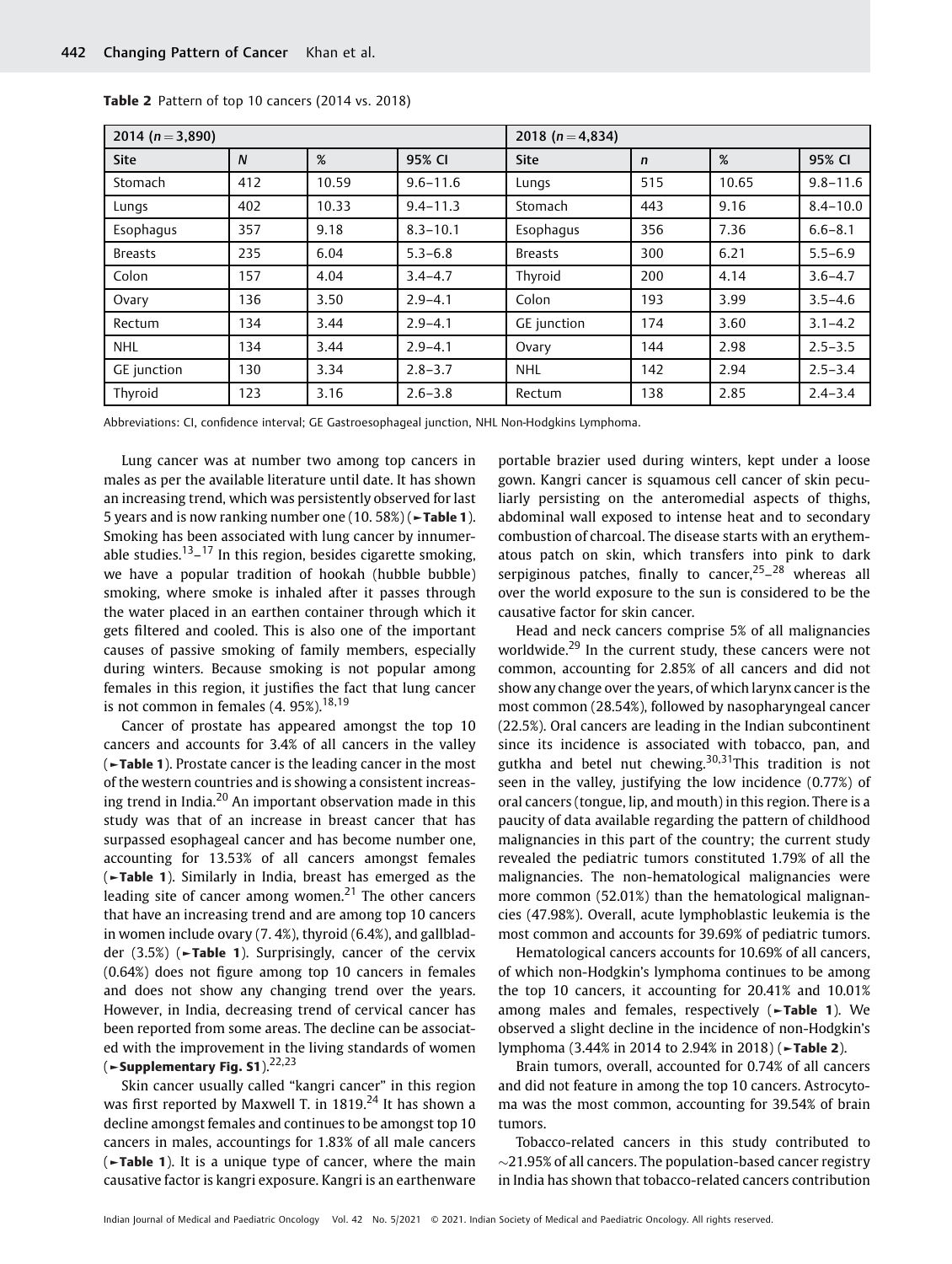Table 2 Pattern of top 10 cancers (2014 vs. 2018)

| 2014 (n = 3,890) | | | | 2018 (n = 4,834) | | | |
|---|---|---|---|---|---|---|---|
| Site | N | % | 95% CI | Site | n | % | 95% CI |
| Stomach | 412 | 10.59 | 9.6–11.6 | Lungs | 515 | 10.65 | 9.8–11.6 |
| Lungs | 402 | 10.33 | 9.4–11.3 | Stomach | 443 | 9.16 | 8.4–10.0 |
| Esophagus | 357 | 9.18 | 8.3–10.1 | Esophagus | 356 | 7.36 | 6.6–8.1 |
| Breasts | 235 | 6.04 | 5.3–6.8 | Breasts | 300 | 6.21 | 5.5–6.9 |
| Colon | 157 | 4.04 | 3.4–4.7 | Thyroid | 200 | 4.14 | 3.6–4.7 |
| Ovary | 136 | 3.50 | 2.9–4.1 | Colon | 193 | 3.99 | 3.5–4.6 |
| Rectum | 134 | 3.44 | 2.9–4.1 | GE junction | 174 | 3.60 | 3.1–4.2 |
| NHL | 134 | 3.44 | 2.9–4.1 | Ovary | 144 | 2.98 | 2.5–3.5 |
| GE junction | 130 | 3.34 | 2.8–3.7 | NHL | 142 | 2.94 | 2.5–3.4 |
| Thyroid | 123 | 3.16 | 2.6–3.8 | Rectum | 138 | 2.85 | 2.4–3.4 |

Abbreviations: CI, confidence interval; GE Gastroesophageal junction, NHL Non-Hodgkins Lymphoma.

Lung cancer was at number two among top cancers in males as per the available literature until date. It has shown an increasing trend, which was persistently observed for last 5 years and is now ranking number one (10. 58%) (►Table 1). Smoking has been associated with lung cancer by innumerable studies.[13–17] In this region, besides cigarette smoking, we have a popular tradition of hookah (hubble bubble) smoking, where smoke is inhaled after it passes through the water placed in an earthen container through which it gets filtered and cooled. This is also one of the important causes of passive smoking of family members, especially during winters. Because smoking is not popular among females in this region, it justifies the fact that lung cancer is not common in females (4. 95%).[18,19]

Cancer of prostate has appeared amongst the top 10 cancers and accounts for 3.4% of all cancers in the valley (►Table 1). Prostate cancer is the leading cancer in the most of the western countries and is showing a consistent increasing trend in India.[20] An important observation made in this study was that of an increase in breast cancer that has surpassed esophageal cancer and has become number one, accounting for 13.53% of all cancers amongst females (►Table 1). Similarly in India, breast has emerged as the leading site of cancer among women.[21] The other cancers that have an increasing trend and are among top 10 cancers in women include ovary (7. 4%), thyroid (6.4%), and gallbladder (3.5%) (►Table 1). Surprisingly, cancer of the cervix (0.64%) does not figure among top 10 cancers in females and does not show any changing trend over the years. However, in India, decreasing trend of cervical cancer has been reported from some areas. The decline can be associated with the improvement in the living standards of women (►Supplementary Fig. S1).[22,23]

Skin cancer usually called "kangri cancer" in this region was first reported by Maxwell T. in 1819.[24] It has shown a decline amongst females and continues to be amongst top 10 cancers in males, accountings for 1.83% of all male cancers (►Table 1). It is a unique type of cancer, where the main causative factor is kangri exposure. Kangri is an earthenware portable brazier used during winters, kept under a loose gown. Kangri cancer is squamous cell cancer of skin peculiarly persisting on the anteromedial aspects of thighs, abdominal wall exposed to intense heat and to secondary combustion of charcoal. The disease starts with an erythematous patch on skin, which transfers into pink to dark serpiginous patches, finally to cancer,[25–28] whereas all over the world exposure to the sun is considered to be the causative factor for skin cancer.

Head and neck cancers comprise 5% of all malignancies worldwide.[29] In the current study, these cancers were not common, accounting for 2.85% of all cancers and did not show any change over the years, of which larynx cancer is the most common (28.54%), followed by nasopharyngeal cancer (22.5%). Oral cancers are leading in the Indian subcontinent since its incidence is associated with tobacco, pan, and gutkha and betel nut chewing.[30,31]This tradition is not seen in the valley, justifying the low incidence (0.77%) of oral cancers (tongue, lip, and mouth) in this region. There is a paucity of data available regarding the pattern of childhood malignancies in this part of the country; the current study revealed the pediatric tumors constituted 1.79% of all the malignancies. The non-hematological malignancies were more common (52.01%) than the hematological malignancies (47.98%). Overall, acute lymphoblastic leukemia is the most common and accounts for 39.69% of pediatric tumors.

Hematological cancers accounts for 10.69% of all cancers, of which non-Hodgkin's lymphoma continues to be among the top 10 cancers, it accounting for 20.41% and 10.01% among males and females, respectively (►Table 1). We observed a slight decline in the incidence of non-Hodgkin's lymphoma (3.44% in 2014 to 2.94% in 2018) (►Table 2).

Brain tumors, overall, accounted for 0.74% of all cancers and did not feature in among the top 10 cancers. Astrocytoma was the most common, accounting for 39.54% of brain tumors.

Tobacco-related cancers in this study contributed to ~21.95% of all cancers. The population-based cancer registry in India has shown that tobacco-related cancers contribution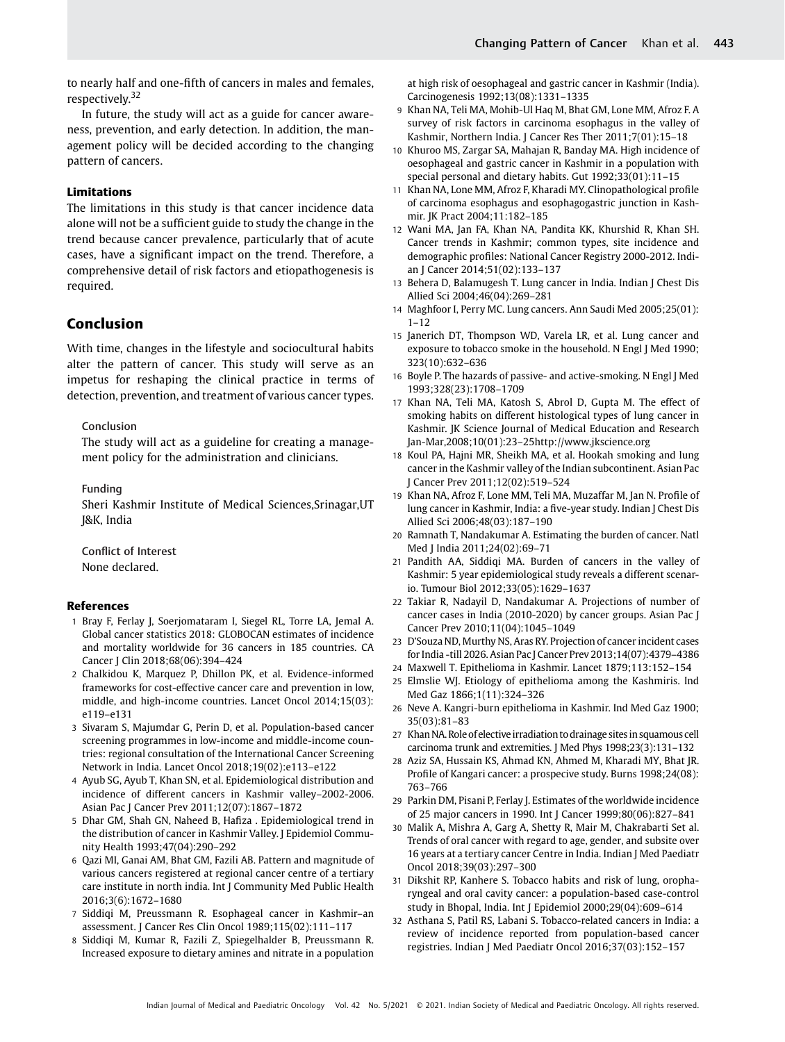to nearly half and one-fifth of cancers in males and females, respectively.[32]

In future, the study will act as a guide for cancer awareness, prevention, and early detection. In addition, the management policy will be decided according to the changing pattern of cancers.

### Limitations

The limitations in this study is that cancer incidence data alone will not be a sufficient guide to study the change in the trend because cancer prevalence, particularly that of acute cases, have a significant impact on the trend. Therefore, a comprehensive detail of risk factors and etiopathogenesis is required.

## Conclusion

With time, changes in the lifestyle and sociocultural habits alter the pattern of cancer. This study will serve as an impetus for reshaping the clinical practice in terms of detection, prevention, and treatment of various cancer types.

Conclusion

The study will act as a guideline for creating a management policy for the administration and clinicians.

Funding

Sheri Kashmir Institute of Medical Sciences,Srinagar,UT J&K, India

Conflict of Interest

None declared.

### References

1 Bray F, Ferlay J, Soerjomataram I, Siegel RL, Torre LA, Jemal A. Global cancer statistics 2018: GLOBOCAN estimates of incidence and mortality worldwide for 36 cancers in 185 countries. CA Cancer J Clin 2018;68(06):394–424

2 Chalkidou K, Marquez P, Dhillon PK, et al. Evidence-informed frameworks for cost-effective cancer care and prevention in low, middle, and high-income countries. Lancet Oncol 2014;15(03): e119–e131

3 Sivaram S, Majumdar G, Perin D, et al. Population-based cancer screening programmes in low-income and middle-income countries: regional consultation of the International Cancer Screening Network in India. Lancet Oncol 2018;19(02):e113–e122

4 Ayub SG, Ayub T, Khan SN, et al. Epidemiological distribution and incidence of different cancers in Kashmir valley–2002-2006. Asian Pac J Cancer Prev 2011;12(07):1867–1872

5 Dhar GM, Shah GN, Naheed B, Hafiza . Epidemiological trend in the distribution of cancer in Kashmir Valley. J Epidemiol Community Health 1993;47(04):290–292

6 Qazi MI, Ganai AM, Bhat GM, Fazili AB. Pattern and magnitude of various cancers registered at regional cancer centre of a tertiary care institute in north india. Int J Community Med Public Health 2016;3(6):1672–1680

7 Siddiqi M, Preussmann R. Esophageal cancer in Kashmir–an assessment. J Cancer Res Clin Oncol 1989;115(02):111–117

8 Siddiqi M, Kumar R, Fazili Z, Spiegelhalder B, Preussmann R. Increased exposure to dietary amines and nitrate in a population at high risk of oesophageal and gastric cancer in Kashmir (India). Carcinogenesis 1992;13(08):1331–1335

9 Khan NA, Teli MA, Mohib-Ul Haq M, Bhat GM, Lone MM, Afroz F. A survey of risk factors in carcinoma esophagus in the valley of Kashmir, Northern India. J Cancer Res Ther 2011;7(01):15–18

10 Khuroo MS, Zargar SA, Mahajan R, Banday MA. High incidence of oesophageal and gastric cancer in Kashmir in a population with special personal and dietary habits. Gut 1992;33(01):11–15

11 Khan NA, Lone MM, Afroz F, Kharadi MY. Clinopathological profile of carcinoma esophagus and esophagogastric junction in Kashmir. JK Pract 2004;11:182–185

12 Wani MA, Jan FA, Khan NA, Pandita KK, Khurshid R, Khan SH. Cancer trends in Kashmir; common types, site incidence and demographic profiles: National Cancer Registry 2000-2012. Indian J Cancer 2014;51(02):133–137

13 Behera D, Balamugesh T. Lung cancer in India. Indian J Chest Dis Allied Sci 2004;46(04):269–281

14 Maghfoor I, Perry MC. Lung cancers. Ann Saudi Med 2005;25(01): 1–12

15 Janerich DT, Thompson WD, Varela LR, et al. Lung cancer and exposure to tobacco smoke in the household. N Engl J Med 1990; 323(10):632–636

16 Boyle P. The hazards of passive- and active-smoking. N Engl J Med 1993;328(23):1708–1709

17 Khan NA, Teli MA, Katosh S, Abrol D, Gupta M. The effect of smoking habits on different histological types of lung cancer in Kashmir. JK Science Journal of Medical Education and Research Jan-Mar,2008;10(01):23–25http://www.jkscience.org

18 Koul PA, Hajni MR, Sheikh MA, et al. Hookah smoking and lung cancer in the Kashmir valley of the Indian subcontinent. Asian Pac J Cancer Prev 2011;12(02):519–524

19 Khan NA, Afroz F, Lone MM, Teli MA, Muzaffar M, Jan N. Profile of lung cancer in Kashmir, India: a five-year study. Indian J Chest Dis Allied Sci 2006;48(03):187–190

20 Ramnath T, Nandakumar A. Estimating the burden of cancer. Natl Med J India 2011;24(02):69–71

21 Pandith AA, Siddiqi MA. Burden of cancers in the valley of Kashmir: 5 year epidemiological study reveals a different scenario. Tumour Biol 2012;33(05):1629–1637

22 Takiar R, Nadayil D, Nandakumar A. Projections of number of cancer cases in India (2010-2020) by cancer groups. Asian Pac J Cancer Prev 2010;11(04):1045–1049

23 D'Souza ND, Murthy NS, Aras RY. Projection of cancer incident cases for India -till 2026. Asian Pac J Cancer Prev 2013;14(07):4379–4386

24 Maxwell T. Epithelioma in Kashmir. Lancet 1879;113:152–154

25 Elmslie WJ. Etiology of epithelioma among the Kashmiris. Ind Med Gaz 1866;1(11):324–326

26 Neve A. Kangri-burn epithelioma in Kashmir. Ind Med Gaz 1900; 35(03):81–83

27 Khan NA. Role of elective irradiation to drainage sites in squamous cell carcinoma trunk and extremities. J Med Phys 1998;23(3):131–132

28 Aziz SA, Hussain KS, Ahmad KN, Ahmed M, Kharadi MY, Bhat JR. Profile of Kangari cancer: a prospecive study. Burns 1998;24(08): 763–766

29 Parkin DM, Pisani P, Ferlay J. Estimates of the worldwide incidence of 25 major cancers in 1990. Int J Cancer 1999;80(06):827–841

30 Malik A, Mishra A, Garg A, Shetty R, Mair M, Chakrabarti Set al. Trends of oral cancer with regard to age, gender, and subsite over 16 years at a tertiary cancer Centre in India. Indian J Med Paediatr Oncol 2018;39(03):297–300

31 Dikshit RP, Kanhere S. Tobacco habits and risk of lung, oropharyngeal and oral cavity cancer: a population-based case-control study in Bhopal, India. Int J Epidemiol 2000;29(04):609–614

32 Asthana S, Patil RS, Labani S. Tobacco-related cancers in India: a review of incidence reported from population-based cancer registries. Indian J Med Paediatr Oncol 2016;37(03):152–157